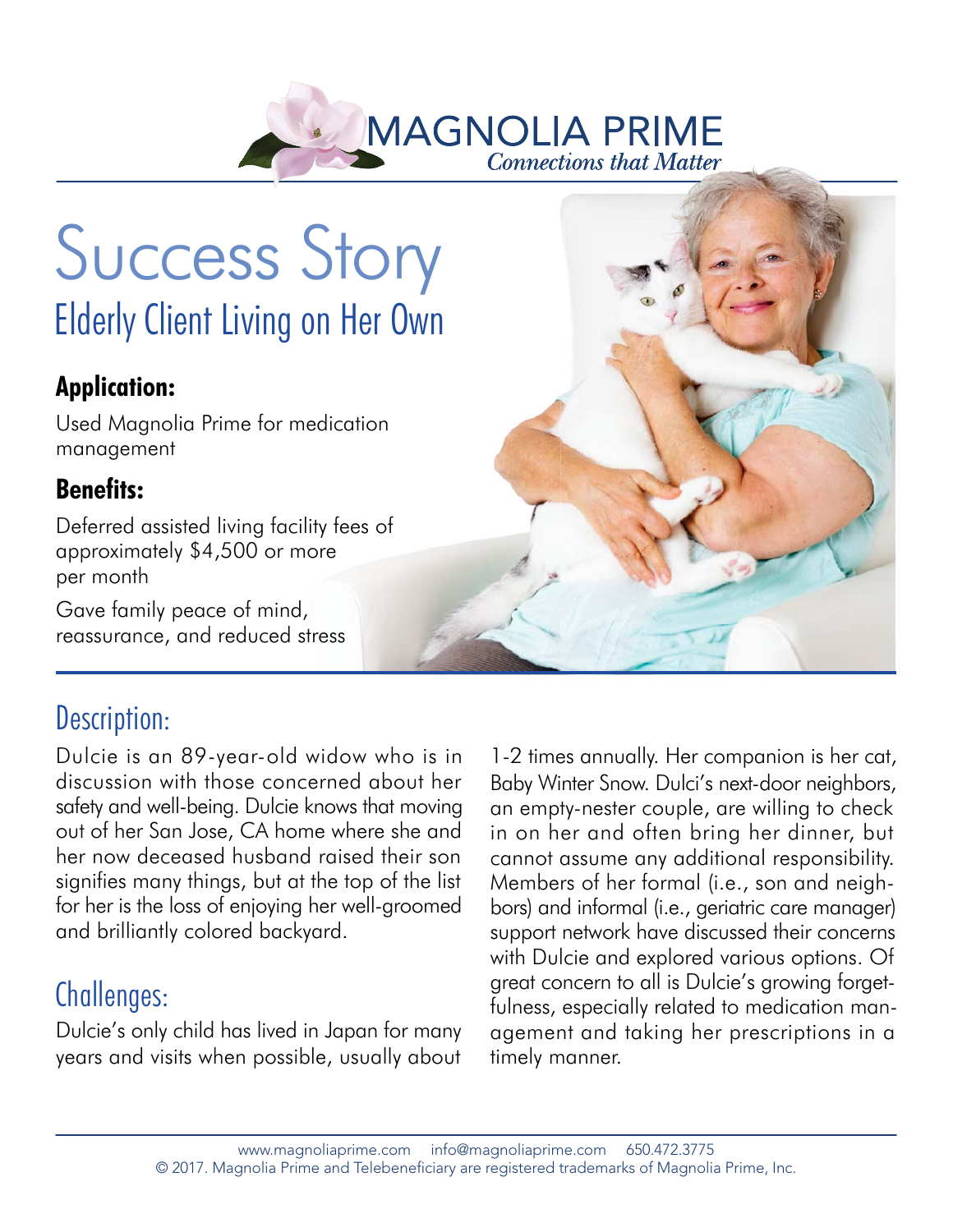MAGNOLIA PRIME
*Connections that Matter*

# Success Story

## Elderly Client Living on Her Own

### Application:

Used Magnolia Prime for medication management

### Benefits:

Deferred assisted living facility fees of approximately $4,500 or more per month

Gave family peace of mind, reassurance, and reduced stress

## Description:

Dulcie is an 89-year-old widow who is in discussion with those concerned about her safety and well-being. Dulcie knows that moving out of her San Jose, CA home where she and her now deceased husband raised their son signifies many things, but at the top of the list for her is the loss of enjoying her well-groomed and brilliantly colored backyard.

## Challenges:

Dulcie's only child has lived in Japan for many years and visits when possible, usually about 1-2 times annually. Her companion is her cat, Baby Winter Snow. Dulci's next-door neighbors, an empty-nester couple, are willing to check in on her and often bring her dinner, but cannot assume any additional responsibility. Members of her formal (i.e., son and neighbors) and informal (i.e., geriatric care manager) support network have discussed their concerns with Dulcie and explored various options. Of great concern to all is Dulcie's growing forgetfulness, especially related to medication management and taking her prescriptions in a timely manner.

www.magnoliaprime.com info@magnoliaprime.com 650.472.3775
© 2017. Magnolia Prime and Telebeneficiary are registered trademarks of Magnolia Prime, Inc.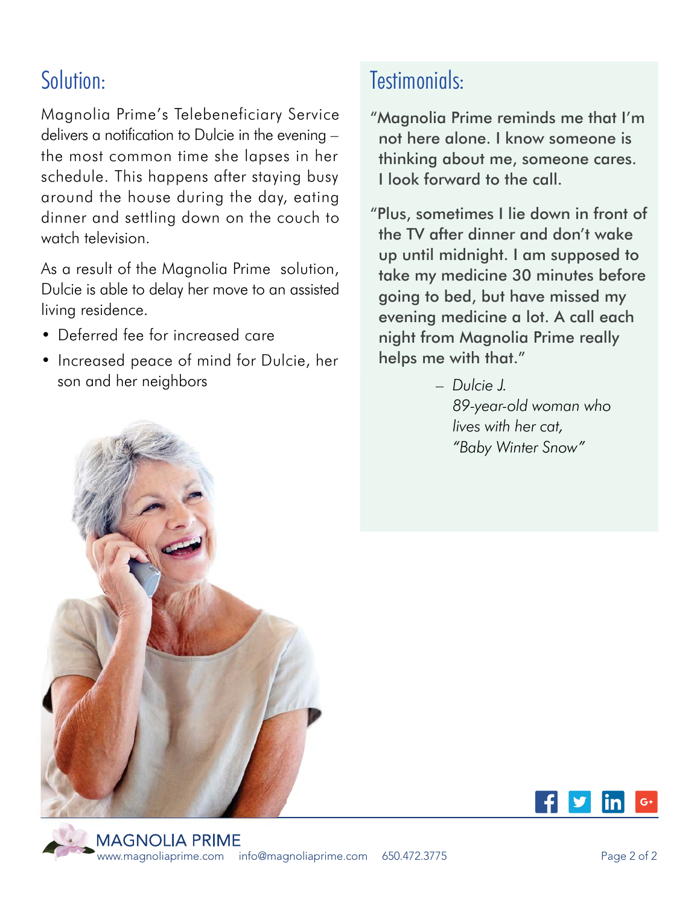## Solution:

Magnolia Prime's Telebeneficiary Service delivers a notification to Dulcie in the evening – the most common time she lapses in her schedule. This happens after staying busy around the house during the day, eating dinner and settling down on the couch to watch television.

As a result of the Magnolia Prime solution, Dulcie is able to delay her move to an assisted living residence.

- Deferred fee for increased care
- Increased peace of mind for Dulcie, her son and her neighbors

## Testimonials:

"Magnolia Prime reminds me that I'm not here alone. I know someone is thinking about me, someone cares. I look forward to the call.

"Plus, sometimes I lie down in front of the TV after dinner and don't wake up until midnight. I am supposed to take my medicine 30 minutes before going to bed, but have missed my evening medicine a lot. A call each night from Magnolia Prime really helps me with that."

*– Dulcie J.*
*89-year-old woman who lives with her cat, "Baby Winter Snow"*

MAGNOLIA PRIME
www.magnoliaprime.com info@magnoliaprime.com 650.472.3775